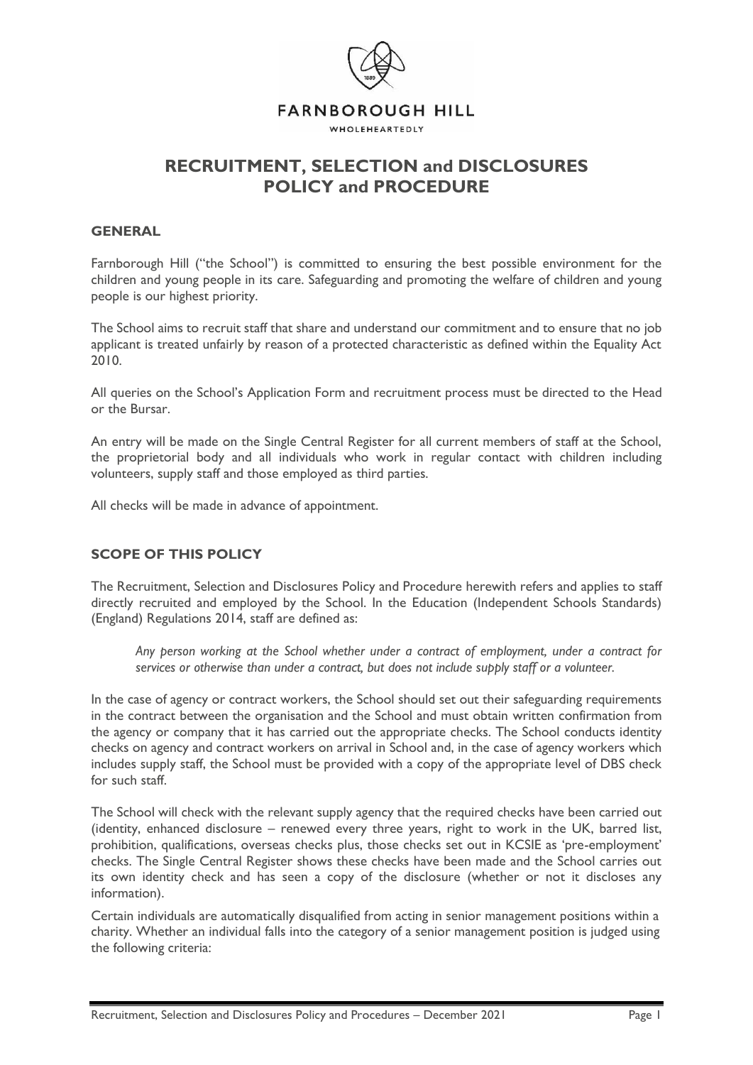FARNBOROUGH HILL

WHOLEHEARTEDLY

# RECRUITMENT, SELECTION and DISCLOSURES POLICY and PROCEDURE

## GENERAL

Farnborough Hill ("the School") is committed to ensuring the best possible environment for the children and young people in its care. Safeguarding and promoting the welfare of children and young people is our highest priority.

The School aims to recruit staff that share and understand our commitment and to ensure that no job applicant is treated unfairly by reason of a protected characteristic as defined within the Equality Act 2010.

All queries on the School's Application Form and recruitment process must be directed to the Head or the Bursar.

An entry will be made on the Single Central Register for all current members of staff at the School, the proprietorial body and all individuals who work in regular contact with children including volunteers, supply staff and those employed as third parties.

All checks will be made in advance of appointment.

## SCOPE OF THIS POLICY

The Recruitment, Selection and Disclosures Policy and Procedure herewith refers and applies to staff directly recruited and employed by the School. In the Education (Independent Schools Standards) (England) Regulations 2014, staff are defined as:

> *Any person working at the School whether under a contract of employment, under a contract for services or otherwise than under a contract, but does not include supply staff or a volunteer.*

In the case of agency or contract workers, the School should set out their safeguarding requirements in the contract between the organisation and the School and must obtain written confirmation from the agency or company that it has carried out the appropriate checks. The School conducts identity checks on agency and contract workers on arrival in School and, in the case of agency workers which includes supply staff, the School must be provided with a copy of the appropriate level of DBS check for such staff.

The School will check with the relevant supply agency that the required checks have been carried out (identity, enhanced disclosure – renewed every three years, right to work in the UK, barred list, prohibition, qualifications, overseas checks plus, those checks set out in KCSIE as 'pre-employment' checks. The Single Central Register shows these checks have been made and the School carries out its own identity check and has seen a copy of the disclosure (whether or not it discloses any information).

Certain individuals are automatically disqualified from acting in senior management positions within a charity. Whether an individual falls into the category of a senior management position is judged using the following criteria: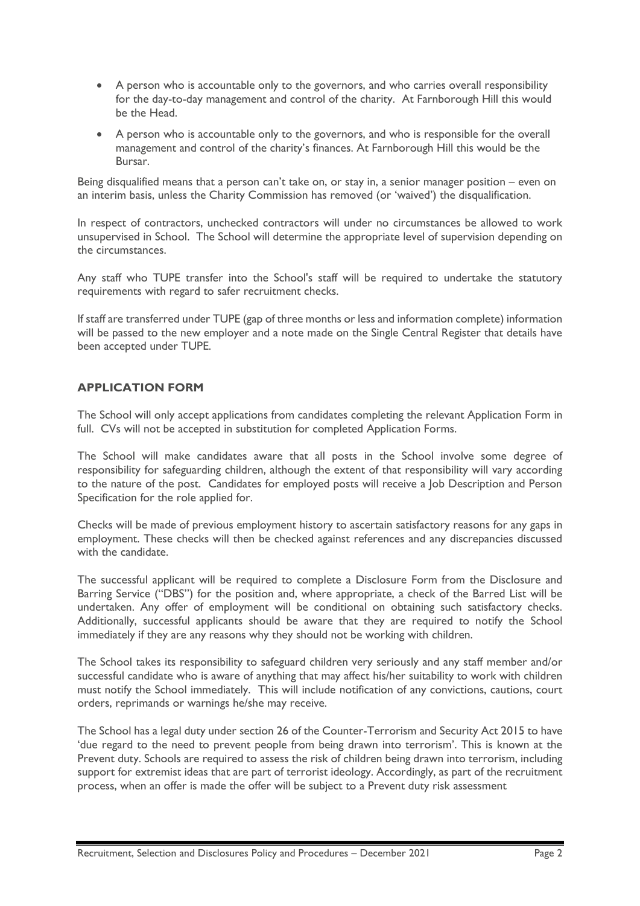- A person who is accountable only to the governors, and who carries overall responsibility for the day-to-day management and control of the charity. At Farnborough Hill this would be the Head.
- A person who is accountable only to the governors, and who is responsible for the overall management and control of the charity's finances. At Farnborough Hill this would be the Bursar.

Being disqualified means that a person can't take on, or stay in, a senior manager position – even on an interim basis, unless the Charity Commission has removed (or 'waived') the disqualification.

In respect of contractors, unchecked contractors will under no circumstances be allowed to work unsupervised in School. The School will determine the appropriate level of supervision depending on the circumstances.

Any staff who TUPE transfer into the School's staff will be required to undertake the statutory requirements with regard to safer recruitment checks.

If staff are transferred under TUPE (gap of three months or less and information complete) information will be passed to the new employer and a note made on the Single Central Register that details have been accepted under TUPE.

## APPLICATION FORM

The School will only accept applications from candidates completing the relevant Application Form in full. CVs will not be accepted in substitution for completed Application Forms.

The School will make candidates aware that all posts in the School involve some degree of responsibility for safeguarding children, although the extent of that responsibility will vary according to the nature of the post. Candidates for employed posts will receive a Job Description and Person Specification for the role applied for.

Checks will be made of previous employment history to ascertain satisfactory reasons for any gaps in employment. These checks will then be checked against references and any discrepancies discussed with the candidate.

The successful applicant will be required to complete a Disclosure Form from the Disclosure and Barring Service ("DBS") for the position and, where appropriate, a check of the Barred List will be undertaken. Any offer of employment will be conditional on obtaining such satisfactory checks. Additionally, successful applicants should be aware that they are required to notify the School immediately if they are any reasons why they should not be working with children.

The School takes its responsibility to safeguard children very seriously and any staff member and/or successful candidate who is aware of anything that may affect his/her suitability to work with children must notify the School immediately. This will include notification of any convictions, cautions, court orders, reprimands or warnings he/she may receive.

The School has a legal duty under section 26 of the Counter-Terrorism and Security Act 2015 to have 'due regard to the need to prevent people from being drawn into terrorism'. This is known at the Prevent duty. Schools are required to assess the risk of children being drawn into terrorism, including support for extremist ideas that are part of terrorist ideology. Accordingly, as part of the recruitment process, when an offer is made the offer will be subject to a Prevent duty risk assessment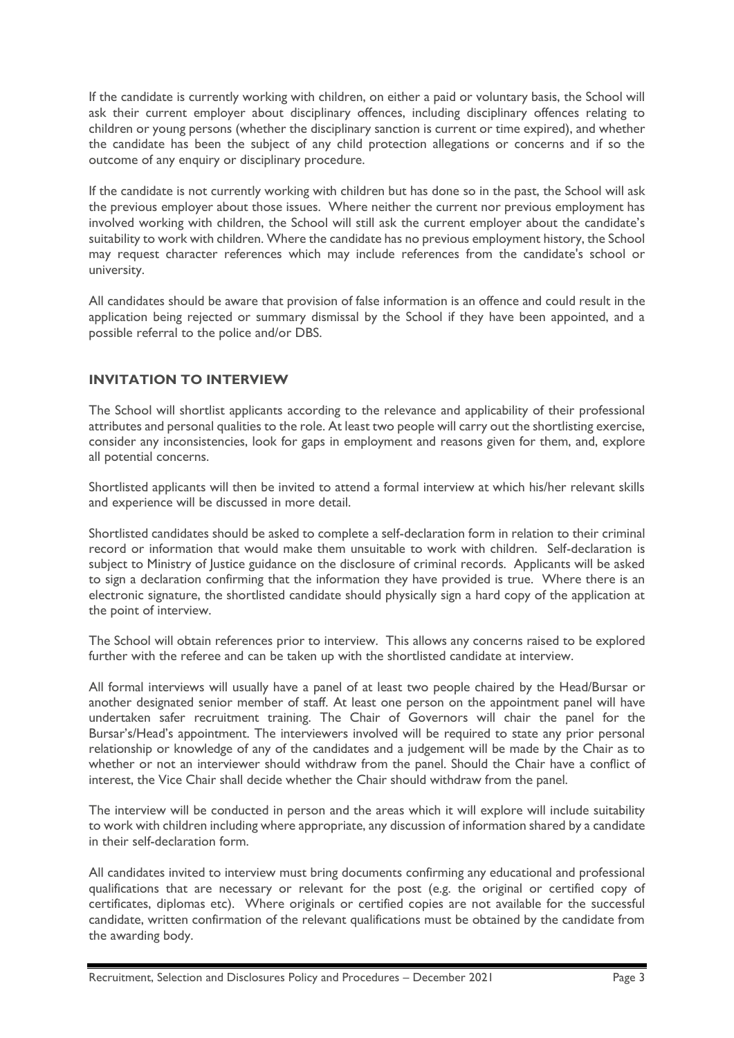If the candidate is currently working with children, on either a paid or voluntary basis, the School will ask their current employer about disciplinary offences, including disciplinary offences relating to children or young persons (whether the disciplinary sanction is current or time expired), and whether the candidate has been the subject of any child protection allegations or concerns and if so the outcome of any enquiry or disciplinary procedure.

If the candidate is not currently working with children but has done so in the past, the School will ask the previous employer about those issues. Where neither the current nor previous employment has involved working with children, the School will still ask the current employer about the candidate's suitability to work with children. Where the candidate has no previous employment history, the School may request character references which may include references from the candidate's school or university.

All candidates should be aware that provision of false information is an offence and could result in the application being rejected or summary dismissal by the School if they have been appointed, and a possible referral to the police and/or DBS.

## INVITATION TO INTERVIEW

The School will shortlist applicants according to the relevance and applicability of their professional attributes and personal qualities to the role. At least two people will carry out the shortlisting exercise, consider any inconsistencies, look for gaps in employment and reasons given for them, and, explore all potential concerns.

Shortlisted applicants will then be invited to attend a formal interview at which his/her relevant skills and experience will be discussed in more detail.

Shortlisted candidates should be asked to complete a self-declaration form in relation to their criminal record or information that would make them unsuitable to work with children. Self-declaration is subject to Ministry of Justice guidance on the disclosure of criminal records. Applicants will be asked to sign a declaration confirming that the information they have provided is true. Where there is an electronic signature, the shortlisted candidate should physically sign a hard copy of the application at the point of interview.

The School will obtain references prior to interview. This allows any concerns raised to be explored further with the referee and can be taken up with the shortlisted candidate at interview.

All formal interviews will usually have a panel of at least two people chaired by the Head/Bursar or another designated senior member of staff. At least one person on the appointment panel will have undertaken safer recruitment training. The Chair of Governors will chair the panel for the Bursar's/Head's appointment. The interviewers involved will be required to state any prior personal relationship or knowledge of any of the candidates and a judgement will be made by the Chair as to whether or not an interviewer should withdraw from the panel. Should the Chair have a conflict of interest, the Vice Chair shall decide whether the Chair should withdraw from the panel.

The interview will be conducted in person and the areas which it will explore will include suitability to work with children including where appropriate, any discussion of information shared by a candidate in their self-declaration form.

All candidates invited to interview must bring documents confirming any educational and professional qualifications that are necessary or relevant for the post (e.g. the original or certified copy of certificates, diplomas etc). Where originals or certified copies are not available for the successful candidate, written confirmation of the relevant qualifications must be obtained by the candidate from the awarding body.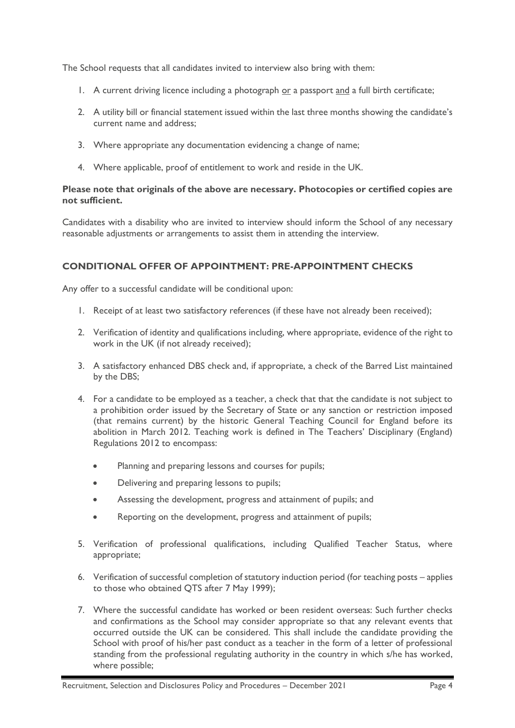The School requests that all candidates invited to interview also bring with them:

1. A current driving licence including a photograph <u>or</u> a passport <u>and</u> a full birth certificate;
2. A utility bill or financial statement issued within the last three months showing the candidate's current name and address;
3. Where appropriate any documentation evidencing a change of name;
4. Where applicable, proof of entitlement to work and reside in the UK.

**Please note that originals of the above are necessary. Photocopies or certified copies are not sufficient.**

Candidates with a disability who are invited to interview should inform the School of any necessary reasonable adjustments or arrangements to assist them in attending the interview.

## CONDITIONAL OFFER OF APPOINTMENT: PRE-APPOINTMENT CHECKS

Any offer to a successful candidate will be conditional upon:

1. Receipt of at least two satisfactory references (if these have not already been received);
2. Verification of identity and qualifications including, where appropriate, evidence of the right to work in the UK (if not already received);
3. A satisfactory enhanced DBS check and, if appropriate, a check of the Barred List maintained by the DBS;
4. For a candidate to be employed as a teacher, a check that that the candidate is not subject to a prohibition order issued by the Secretary of State or any sanction or restriction imposed (that remains current) by the historic General Teaching Council for England before its abolition in March 2012. Teaching work is defined in The Teachers' Disciplinary (England) Regulations 2012 to encompass:
   - Planning and preparing lessons and courses for pupils;
   - Delivering and preparing lessons to pupils;
   - Assessing the development, progress and attainment of pupils; and
   - Reporting on the development, progress and attainment of pupils;
5. Verification of professional qualifications, including Qualified Teacher Status, where appropriate;
6. Verification of successful completion of statutory induction period (for teaching posts – applies to those who obtained QTS after 7 May 1999);
7. Where the successful candidate has worked or been resident overseas: Such further checks and confirmations as the School may consider appropriate so that any relevant events that occurred outside the UK can be considered. This shall include the candidate providing the School with proof of his/her past conduct as a teacher in the form of a letter of professional standing from the professional regulating authority in the country in which s/he has worked, where possible;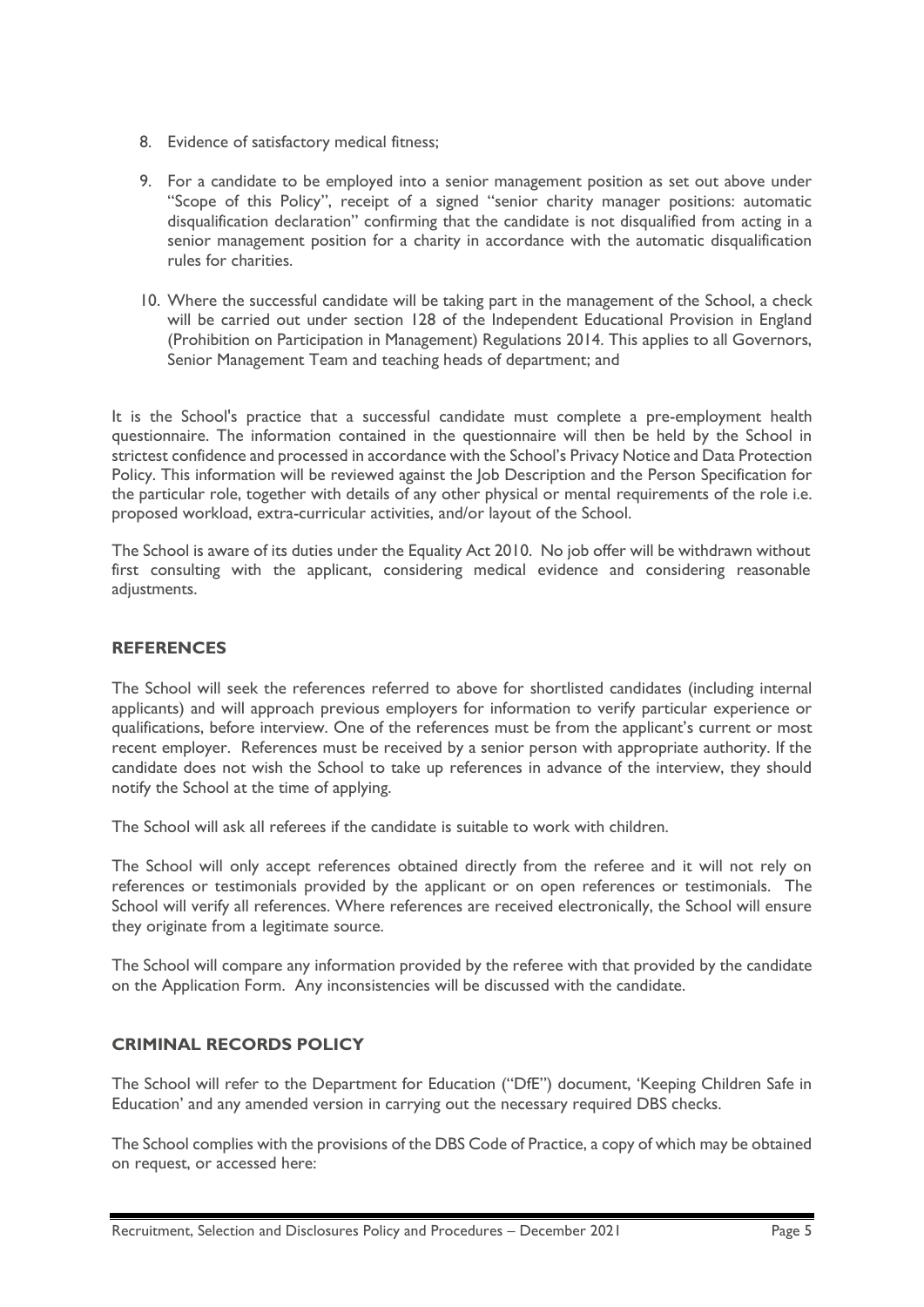8. Evidence of satisfactory medical fitness;

9. For a candidate to be employed into a senior management position as set out above under "Scope of this Policy", receipt of a signed "senior charity manager positions: automatic disqualification declaration" confirming that the candidate is not disqualified from acting in a senior management position for a charity in accordance with the automatic disqualification rules for charities.

10. Where the successful candidate will be taking part in the management of the School, a check will be carried out under section 128 of the Independent Educational Provision in England (Prohibition on Participation in Management) Regulations 2014. This applies to all Governors, Senior Management Team and teaching heads of department; and

It is the School's practice that a successful candidate must complete a pre-employment health questionnaire. The information contained in the questionnaire will then be held by the School in strictest confidence and processed in accordance with the School's Privacy Notice and Data Protection Policy. This information will be reviewed against the Job Description and the Person Specification for the particular role, together with details of any other physical or mental requirements of the role i.e. proposed workload, extra-curricular activities, and/or layout of the School.

The School is aware of its duties under the Equality Act 2010. No job offer will be withdrawn without first consulting with the applicant, considering medical evidence and considering reasonable adjustments.

## REFERENCES

The School will seek the references referred to above for shortlisted candidates (including internal applicants) and will approach previous employers for information to verify particular experience or qualifications, before interview. One of the references must be from the applicant's current or most recent employer. References must be received by a senior person with appropriate authority. If the candidate does not wish the School to take up references in advance of the interview, they should notify the School at the time of applying.

The School will ask all referees if the candidate is suitable to work with children.

The School will only accept references obtained directly from the referee and it will not rely on references or testimonials provided by the applicant or on open references or testimonials. The School will verify all references. Where references are received electronically, the School will ensure they originate from a legitimate source.

The School will compare any information provided by the referee with that provided by the candidate on the Application Form. Any inconsistencies will be discussed with the candidate.

## CRIMINAL RECORDS POLICY

The School will refer to the Department for Education ("DfE") document, 'Keeping Children Safe in Education' and any amended version in carrying out the necessary required DBS checks.

The School complies with the provisions of the DBS Code of Practice, a copy of which may be obtained on request, or accessed here: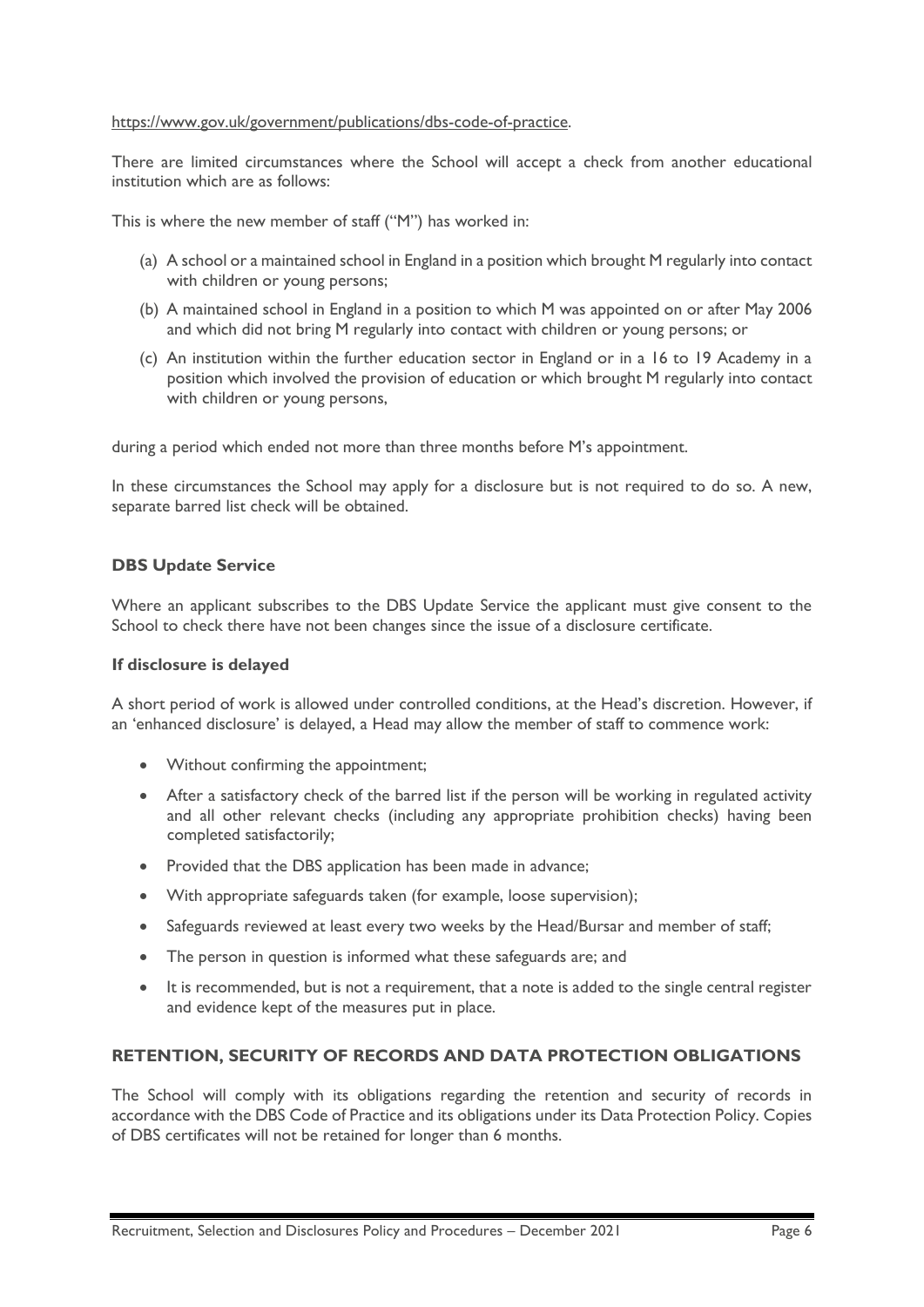https://www.gov.uk/government/publications/dbs-code-of-practice.

There are limited circumstances where the School will accept a check from another educational institution which are as follows:

This is where the new member of staff ("M") has worked in:

(a) A school or a maintained school in England in a position which brought M regularly into contact with children or young persons;

(b) A maintained school in England in a position to which M was appointed on or after May 2006 and which did not bring M regularly into contact with children or young persons; or

(c) An institution within the further education sector in England or in a 16 to 19 Academy in a position which involved the provision of education or which brought M regularly into contact with children or young persons,

during a period which ended not more than three months before M's appointment.

In these circumstances the School may apply for a disclosure but is not required to do so. A new, separate barred list check will be obtained.

#### DBS Update Service

Where an applicant subscribes to the DBS Update Service the applicant must give consent to the School to check there have not been changes since the issue of a disclosure certificate.

#### If disclosure is delayed

A short period of work is allowed under controlled conditions, at the Head's discretion. However, if an 'enhanced disclosure' is delayed, a Head may allow the member of staff to commence work:

- Without confirming the appointment;
- After a satisfactory check of the barred list if the person will be working in regulated activity and all other relevant checks (including any appropriate prohibition checks) having been completed satisfactorily;
- Provided that the DBS application has been made in advance;
- With appropriate safeguards taken (for example, loose supervision);
- Safeguards reviewed at least every two weeks by the Head/Bursar and member of staff;
- The person in question is informed what these safeguards are; and
- It is recommended, but is not a requirement, that a note is added to the single central register and evidence kept of the measures put in place.

### RETENTION, SECURITY OF RECORDS AND DATA PROTECTION OBLIGATIONS

The School will comply with its obligations regarding the retention and security of records in accordance with the DBS Code of Practice and its obligations under its Data Protection Policy. Copies of DBS certificates will not be retained for longer than 6 months.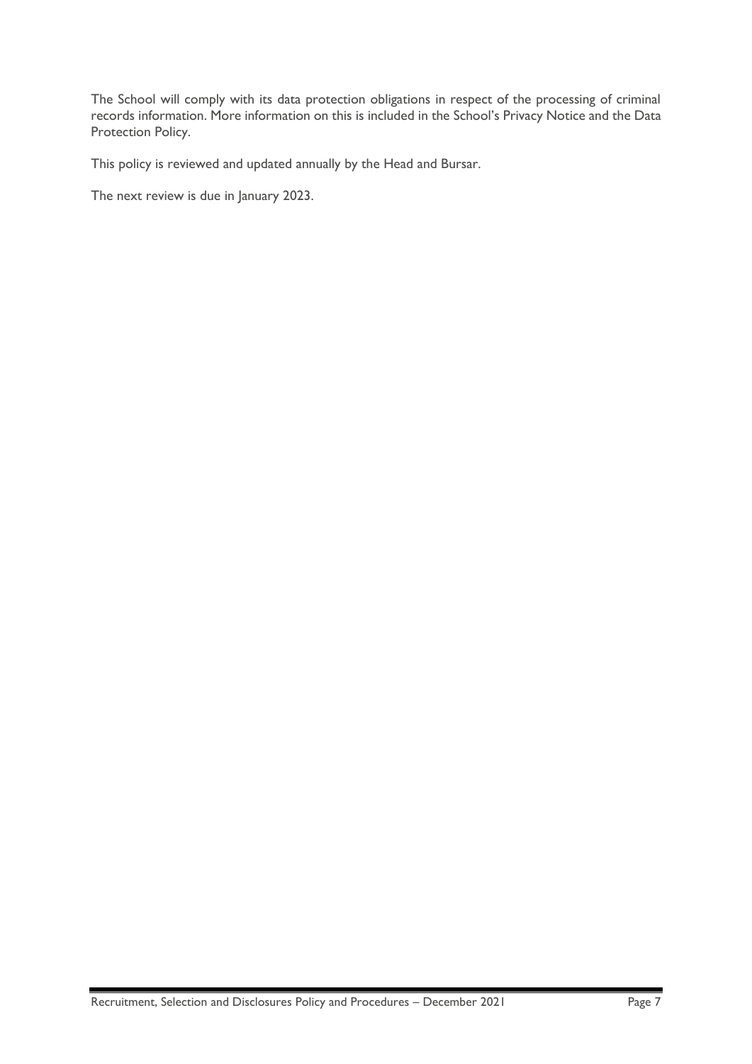The School will comply with its data protection obligations in respect of the processing of criminal records information. More information on this is included in the School's Privacy Notice and the Data Protection Policy.

This policy is reviewed and updated annually by the Head and Bursar.

The next review is due in January 2023.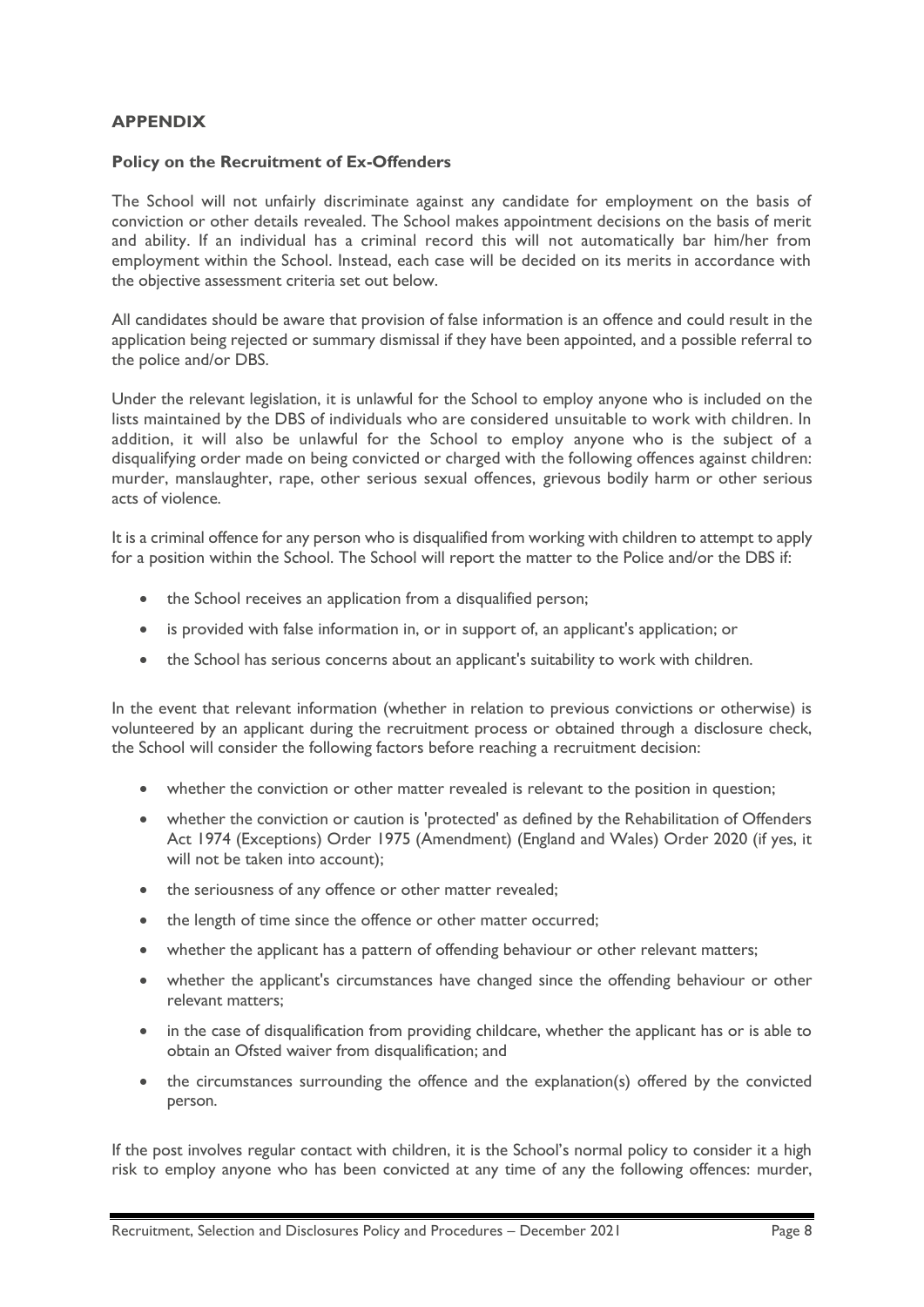## APPENDIX

### Policy on the Recruitment of Ex-Offenders

The School will not unfairly discriminate against any candidate for employment on the basis of conviction or other details revealed. The School makes appointment decisions on the basis of merit and ability. If an individual has a criminal record this will not automatically bar him/her from employment within the School. Instead, each case will be decided on its merits in accordance with the objective assessment criteria set out below.

All candidates should be aware that provision of false information is an offence and could result in the application being rejected or summary dismissal if they have been appointed, and a possible referral to the police and/or DBS.

Under the relevant legislation, it is unlawful for the School to employ anyone who is included on the lists maintained by the DBS of individuals who are considered unsuitable to work with children. In addition, it will also be unlawful for the School to employ anyone who is the subject of a disqualifying order made on being convicted or charged with the following offences against children: murder, manslaughter, rape, other serious sexual offences, grievous bodily harm or other serious acts of violence.

It is a criminal offence for any person who is disqualified from working with children to attempt to apply for a position within the School. The School will report the matter to the Police and/or the DBS if:

- the School receives an application from a disqualified person;
- is provided with false information in, or in support of, an applicant's application; or
- the School has serious concerns about an applicant's suitability to work with children.

In the event that relevant information (whether in relation to previous convictions or otherwise) is volunteered by an applicant during the recruitment process or obtained through a disclosure check, the School will consider the following factors before reaching a recruitment decision:

- whether the conviction or other matter revealed is relevant to the position in question;
- whether the conviction or caution is 'protected' as defined by the Rehabilitation of Offenders Act 1974 (Exceptions) Order 1975 (Amendment) (England and Wales) Order 2020 (if yes, it will not be taken into account);
- the seriousness of any offence or other matter revealed;
- the length of time since the offence or other matter occurred;
- whether the applicant has a pattern of offending behaviour or other relevant matters;
- whether the applicant's circumstances have changed since the offending behaviour or other relevant matters;
- in the case of disqualification from providing childcare, whether the applicant has or is able to obtain an Ofsted waiver from disqualification; and
- the circumstances surrounding the offence and the explanation(s) offered by the convicted person.

If the post involves regular contact with children, it is the School's normal policy to consider it a high risk to employ anyone who has been convicted at any time of any the following offences: murder,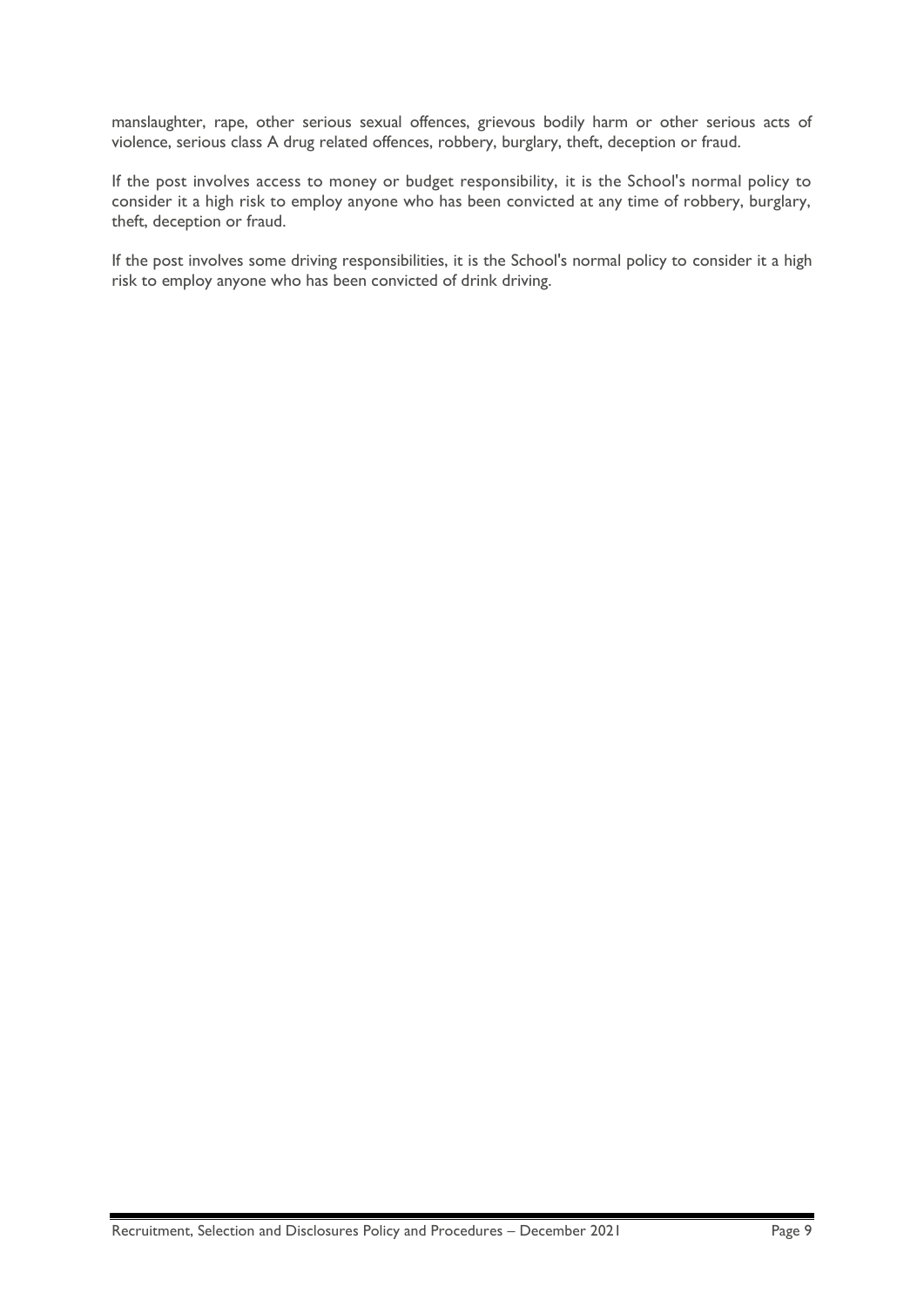manslaughter, rape, other serious sexual offences, grievous bodily harm or other serious acts of violence, serious class A drug related offences, robbery, burglary, theft, deception or fraud.

If the post involves access to money or budget responsibility, it is the School's normal policy to consider it a high risk to employ anyone who has been convicted at any time of robbery, burglary, theft, deception or fraud.

If the post involves some driving responsibilities, it is the School's normal policy to consider it a high risk to employ anyone who has been convicted of drink driving.